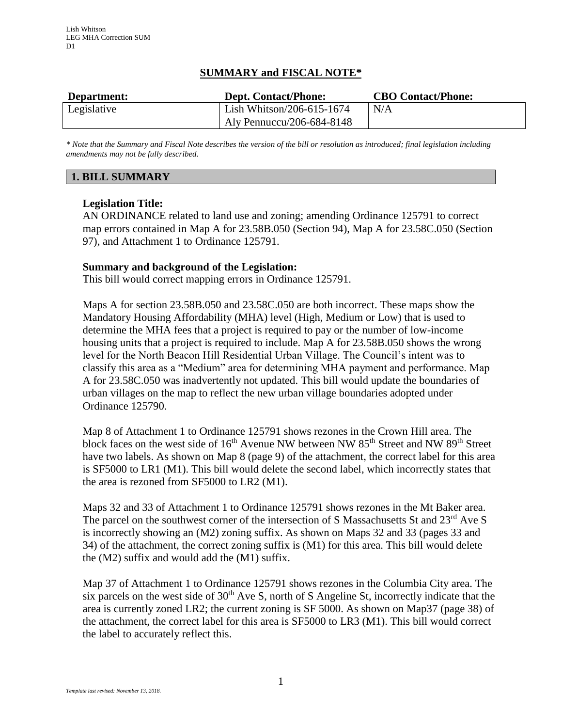Lish Whitson
LEG MHA Correction SUM
D1

# SUMMARY and FISCAL NOTE*

| Department: | Dept. Contact/Phone: | CBO Contact/Phone: |
|---|---|---|
| Legislative | Lish Whitson/206-615-1674<br>Aly Pennuccu/206-684-8148 | N/A |

*\* Note that the Summary and Fiscal Note describes the version of the bill or resolution as introduced; final legislation including amendments may not be fully described.*

## 1. BILL SUMMARY

**Legislation Title:**
AN ORDINANCE related to land use and zoning; amending Ordinance 125791 to correct map errors contained in Map A for 23.58B.050 (Section 94), Map A for 23.58C.050 (Section 97), and Attachment 1 to Ordinance 125791.

**Summary and background of the Legislation:**
This bill would correct mapping errors in Ordinance 125791.

Maps A for section 23.58B.050 and 23.58C.050 are both incorrect. These maps show the Mandatory Housing Affordability (MHA) level (High, Medium or Low) that is used to determine the MHA fees that a project is required to pay or the number of low-income housing units that a project is required to include. Map A for 23.58B.050 shows the wrong level for the North Beacon Hill Residential Urban Village. The Council's intent was to classify this area as a "Medium" area for determining MHA payment and performance. Map A for 23.58C.050 was inadvertently not updated. This bill would update the boundaries of urban villages on the map to reflect the new urban village boundaries adopted under Ordinance 125790.

Map 8 of Attachment 1 to Ordinance 125791 shows rezones in the Crown Hill area. The block faces on the west side of 16th Avenue NW between NW 85th Street and NW 89th Street have two labels. As shown on Map 8 (page 9) of the attachment, the correct label for this area is SF5000 to LR1 (M1). This bill would delete the second label, which incorrectly states that the area is rezoned from SF5000 to LR2 (M1).

Maps 32 and 33 of Attachment 1 to Ordinance 125791 shows rezones in the Mt Baker area. The parcel on the southwest corner of the intersection of S Massachusetts St and 23rd Ave S is incorrectly showing an (M2) zoning suffix. As shown on Maps 32 and 33 (pages 33 and 34) of the attachment, the correct zoning suffix is (M1) for this area. This bill would delete the (M2) suffix and would add the (M1) suffix.

Map 37 of Attachment 1 to Ordinance 125791 shows rezones in the Columbia City area. The six parcels on the west side of 30th Ave S, north of S Angeline St, incorrectly indicate that the area is currently zoned LR2; the current zoning is SF 5000. As shown on Map37 (page 38) of the attachment, the correct label for this area is SF5000 to LR3 (M1). This bill would correct the label to accurately reflect this.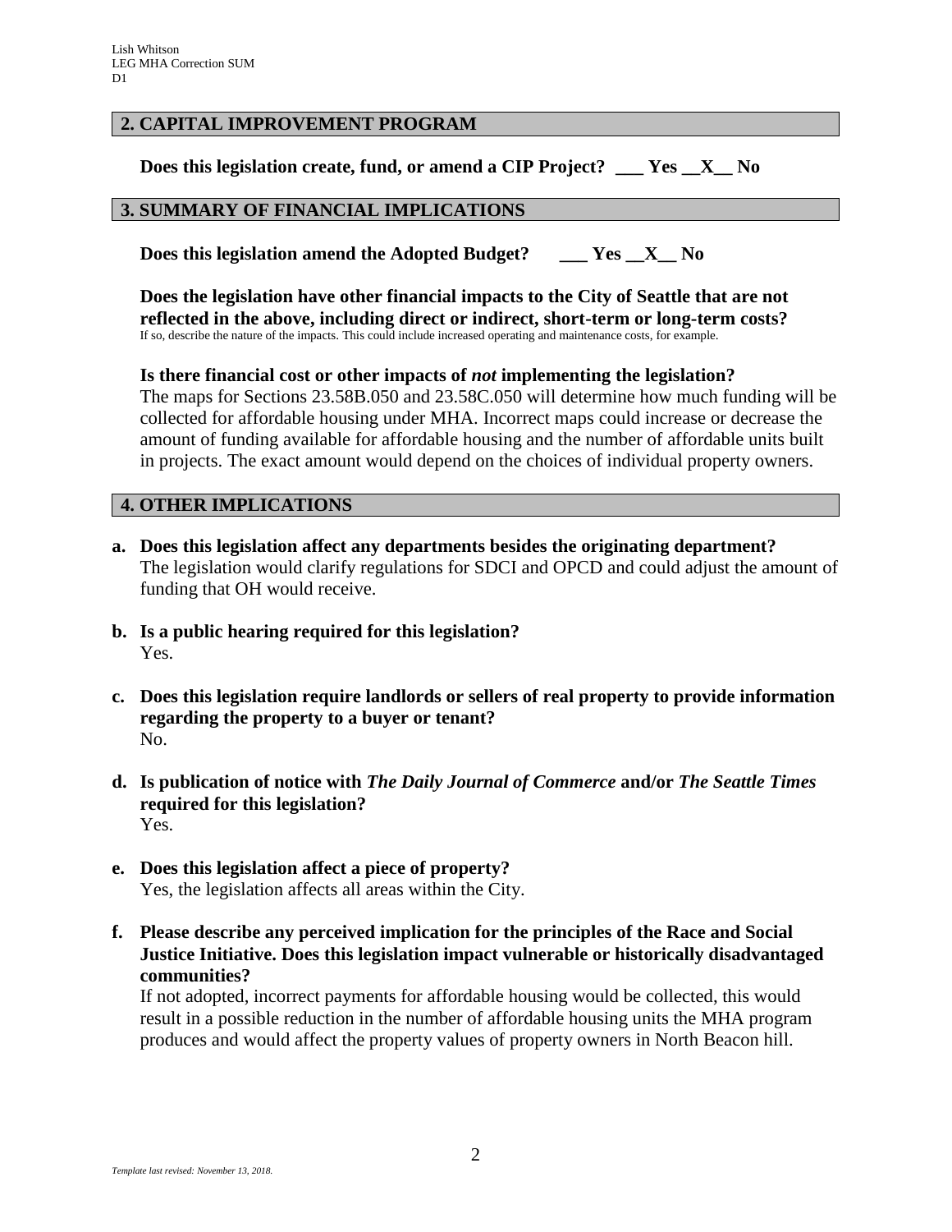## 2. CAPITAL IMPROVEMENT PROGRAM

**Does this legislation create, fund, or amend a CIP Project? \_\_\_ Yes \_\_X\_\_ No**

## 3. SUMMARY OF FINANCIAL IMPLICATIONS

**Does this legislation amend the Adopted Budget? \_\_\_ Yes \_\_X\_\_ No**

**Does the legislation have other financial impacts to the City of Seattle that are not reflected in the above, including direct or indirect, short-term or long-term costs?**
If so, describe the nature of the impacts. This could include increased operating and maintenance costs, for example.

**Is there financial cost or other impacts of *not* implementing the legislation?**
The maps for Sections 23.58B.050 and 23.58C.050 will determine how much funding will be collected for affordable housing under MHA. Incorrect maps could increase or decrease the amount of funding available for affordable housing and the number of affordable units built in projects. The exact amount would depend on the choices of individual property owners.

## 4. OTHER IMPLICATIONS

**a. Does this legislation affect any departments besides the originating department?**
The legislation would clarify regulations for SDCI and OPCD and could adjust the amount of funding that OH would receive.

**b. Is a public hearing required for this legislation?**
Yes.

**c. Does this legislation require landlords or sellers of real property to provide information regarding the property to a buyer or tenant?**
No.

**d. Is publication of notice with *The Daily Journal of Commerce* and/or *The Seattle Times* required for this legislation?**
Yes.

**e. Does this legislation affect a piece of property?**
Yes, the legislation affects all areas within the City.

**f. Please describe any perceived implication for the principles of the Race and Social Justice Initiative. Does this legislation impact vulnerable or historically disadvantaged communities?**
If not adopted, incorrect payments for affordable housing would be collected, this would result in a possible reduction in the number of affordable housing units the MHA program produces and would affect the property values of property owners in North Beacon hill.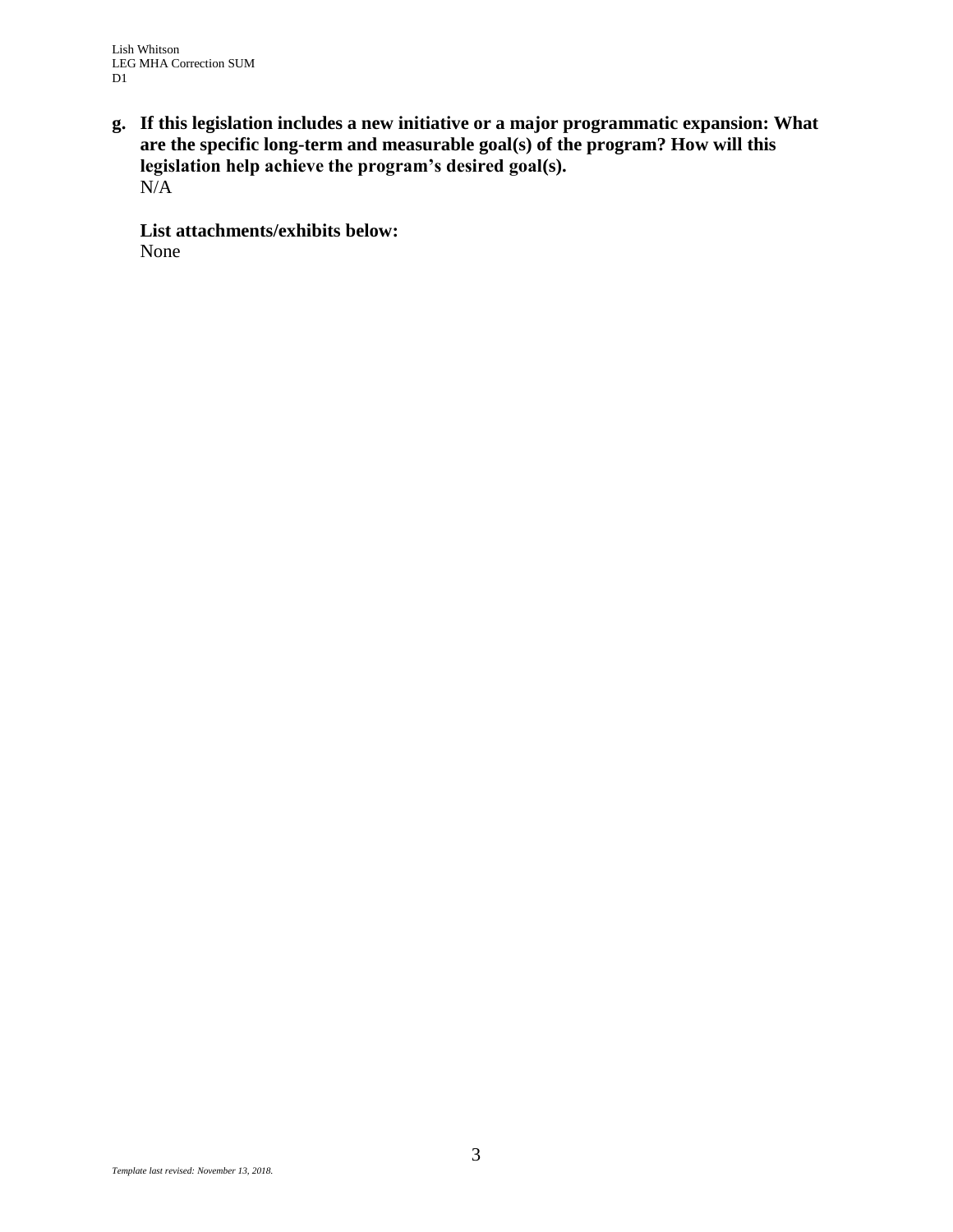**g. If this legislation includes a new initiative or a major programmatic expansion: What are the specific long-term and measurable goal(s) of the program? How will this legislation help achieve the program's desired goal(s).**
N/A

**List attachments/exhibits below:**
None